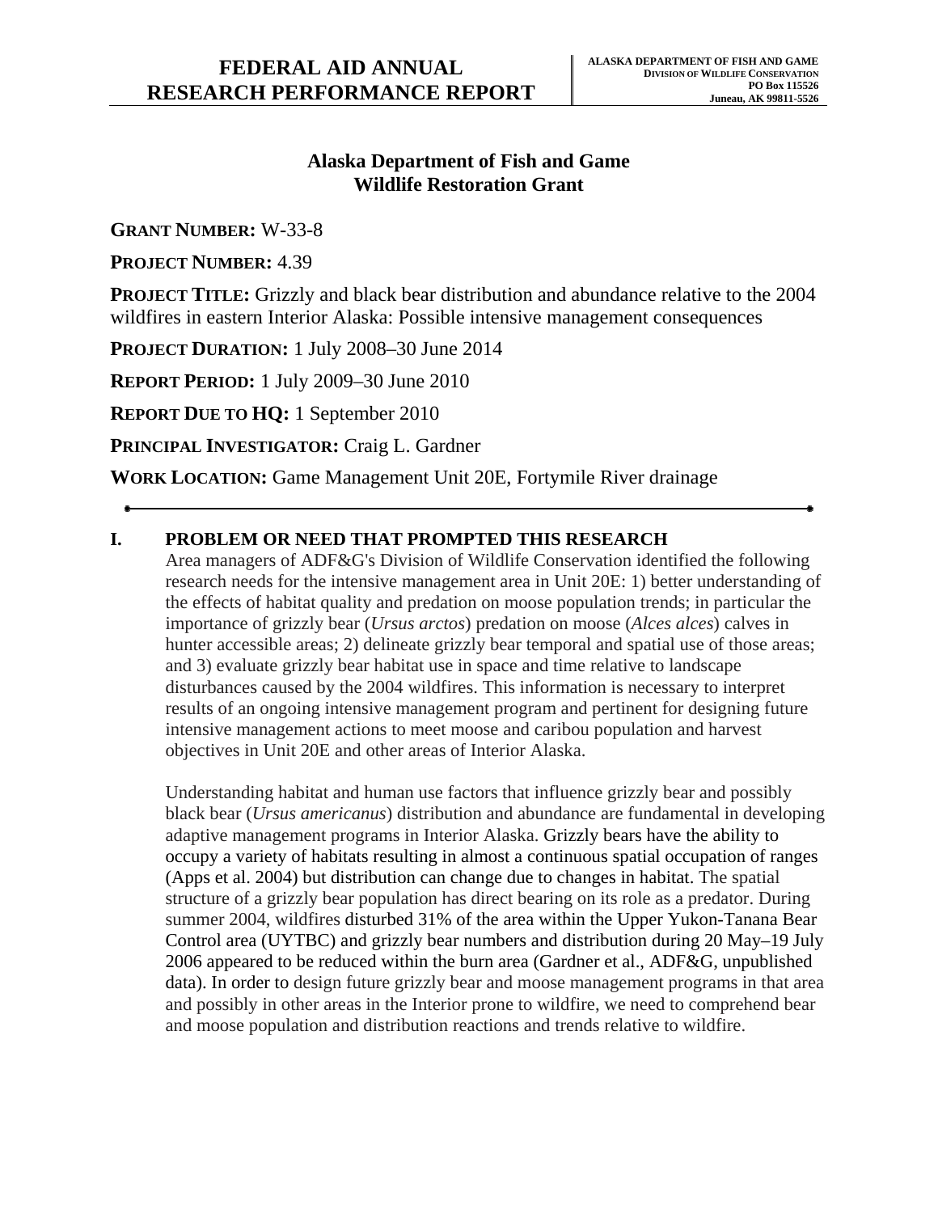# FEDERAL AID ANNUAL RESEARCH PERFORMANCE REPORT

**ALASKA DEPARTMENT OF FISH AND GAME**
**DIVISION OF WILDLIFE CONSERVATION**
**PO Box 115526**
**Juneau, AK 99811-5526**

## Alaska Department of Fish and Game
## Wildlife Restoration Grant

**GRANT NUMBER:** W-33-8

**PROJECT NUMBER:** 4.39

**PROJECT TITLE:** Grizzly and black bear distribution and abundance relative to the 2004 wildfires in eastern Interior Alaska: Possible intensive management consequences

**PROJECT DURATION:** 1 July 2008–30 June 2014

**REPORT PERIOD:** 1 July 2009–30 June 2010

**REPORT DUE TO HQ:** 1 September 2010

**PRINCIPAL INVESTIGATOR:** Craig L. Gardner

**WORK LOCATION:** Game Management Unit 20E, Fortymile River drainage

---

## I. PROBLEM OR NEED THAT PROMPTED THIS RESEARCH

Area managers of ADF&G's Division of Wildlife Conservation identified the following research needs for the intensive management area in Unit 20E: 1) better understanding of the effects of habitat quality and predation on moose population trends; in particular the importance of grizzly bear (*Ursus arctos*) predation on moose (*Alces alces*) calves in hunter accessible areas; 2) delineate grizzly bear temporal and spatial use of those areas; and 3) evaluate grizzly bear habitat use in space and time relative to landscape disturbances caused by the 2004 wildfires. This information is necessary to interpret results of an ongoing intensive management program and pertinent for designing future intensive management actions to meet moose and caribou population and harvest objectives in Unit 20E and other areas of Interior Alaska.

Understanding habitat and human use factors that influence grizzly bear and possibly black bear (*Ursus americanus*) distribution and abundance are fundamental in developing adaptive management programs in Interior Alaska. Grizzly bears have the ability to occupy a variety of habitats resulting in almost a continuous spatial occupation of ranges (Apps et al. 2004) but distribution can change due to changes in habitat. The spatial structure of a grizzly bear population has direct bearing on its role as a predator. During summer 2004, wildfires disturbed 31% of the area within the Upper Yukon-Tanana Bear Control area (UYTBC) and grizzly bear numbers and distribution during 20 May–19 July 2006 appeared to be reduced within the burn area (Gardner et al., ADF&G, unpublished data). In order to design future grizzly bear and moose management programs in that area and possibly in other areas in the Interior prone to wildfire, we need to comprehend bear and moose population and distribution reactions and trends relative to wildfire.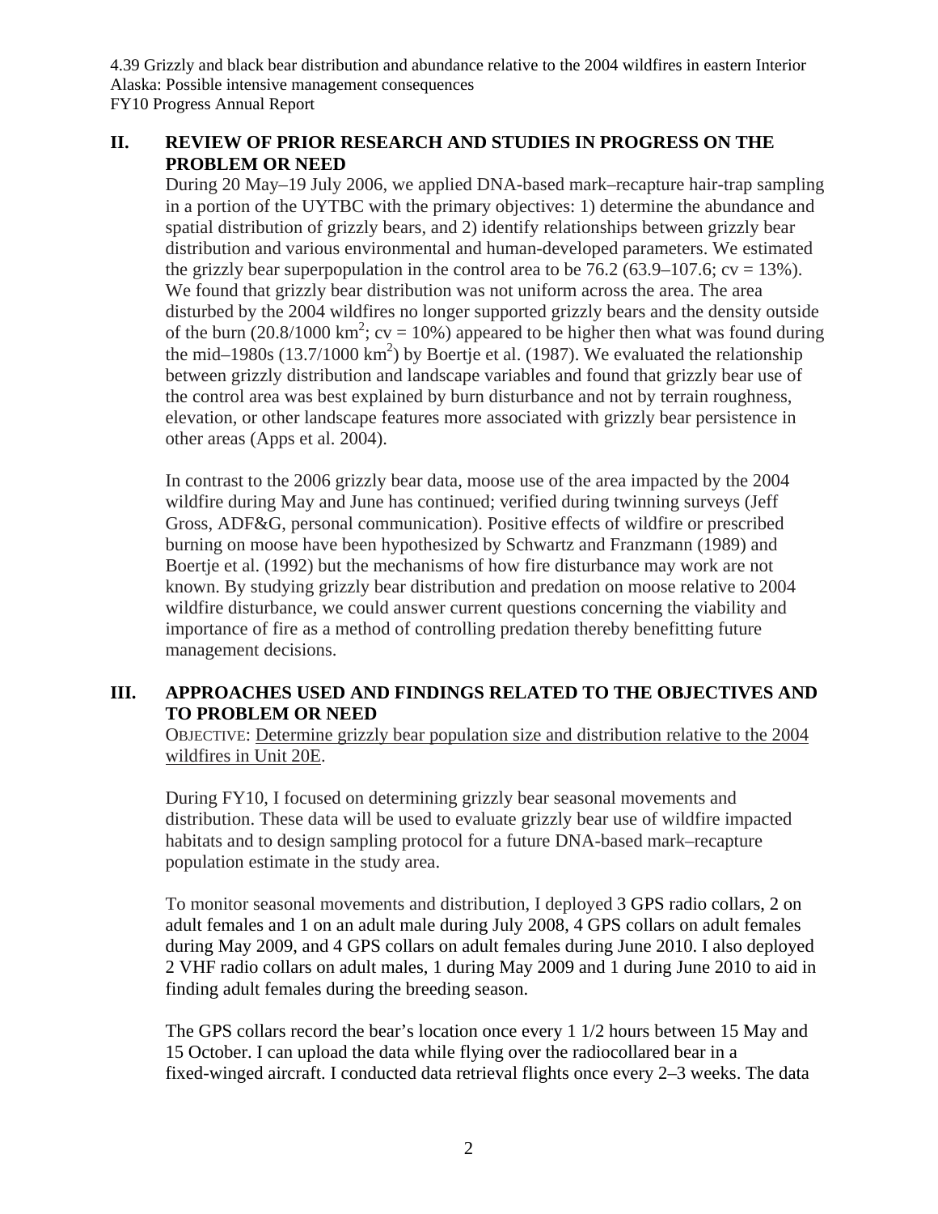## II. REVIEW OF PRIOR RESEARCH AND STUDIES IN PROGRESS ON THE PROBLEM OR NEED

During 20 May–19 July 2006, we applied DNA-based mark–recapture hair-trap sampling in a portion of the UYTBC with the primary objectives: 1) determine the abundance and spatial distribution of grizzly bears, and 2) identify relationships between grizzly bear distribution and various environmental and human-developed parameters. We estimated the grizzly bear superpopulation in the control area to be 76.2 (63.9–107.6; cv = 13%). We found that grizzly bear distribution was not uniform across the area. The area disturbed by the 2004 wildfires no longer supported grizzly bears and the density outside of the burn (20.8/1000 $km^2$; cv = 10%) appeared to be higher then what was found during the mid–1980s (13.7/1000 $km^2$) by Boertje et al. (1987). We evaluated the relationship between grizzly distribution and landscape variables and found that grizzly bear use of the control area was best explained by burn disturbance and not by terrain roughness, elevation, or other landscape features more associated with grizzly bear persistence in other areas (Apps et al. 2004).

In contrast to the 2006 grizzly bear data, moose use of the area impacted by the 2004 wildfire during May and June has continued; verified during twinning surveys (Jeff Gross, ADF&G, personal communication). Positive effects of wildfire or prescribed burning on moose have been hypothesized by Schwartz and Franzmann (1989) and Boertje et al. (1992) but the mechanisms of how fire disturbance may work are not known. By studying grizzly bear distribution and predation on moose relative to 2004 wildfire disturbance, we could answer current questions concerning the viability and importance of fire as a method of controlling predation thereby benefitting future management decisions.

## III. APPROACHES USED AND FINDINGS RELATED TO THE OBJECTIVES AND TO PROBLEM OR NEED

OBJECTIVE: Determine grizzly bear population size and distribution relative to the 2004 wildfires in Unit 20E.

During FY10, I focused on determining grizzly bear seasonal movements and distribution. These data will be used to evaluate grizzly bear use of wildfire impacted habitats and to design sampling protocol for a future DNA-based mark–recapture population estimate in the study area.

To monitor seasonal movements and distribution, I deployed 3 GPS radio collars, 2 on adult females and 1 on an adult male during July 2008, 4 GPS collars on adult females during May 2009, and 4 GPS collars on adult females during June 2010. I also deployed 2 VHF radio collars on adult males, 1 during May 2009 and 1 during June 2010 to aid in finding adult females during the breeding season.

The GPS collars record the bear's location once every 1 1/2 hours between 15 May and 15 October. I can upload the data while flying over the radiocollared bear in a fixed-winged aircraft. I conducted data retrieval flights once every 2–3 weeks. The data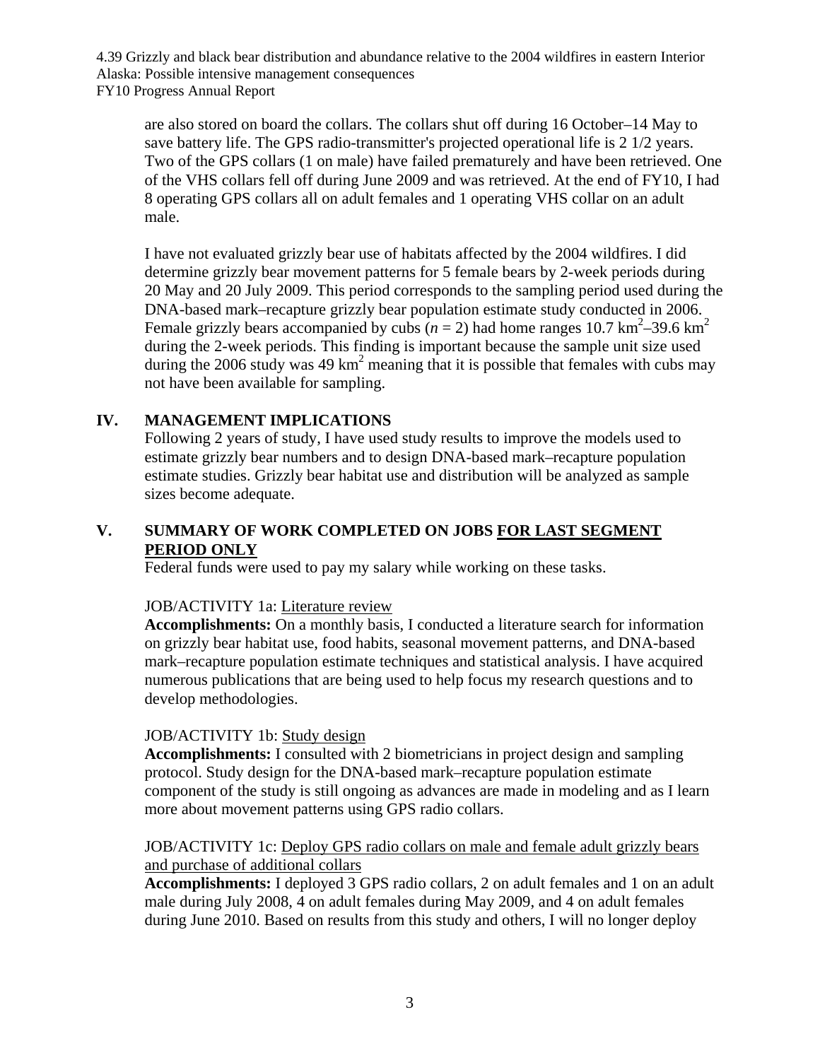are also stored on board the collars. The collars shut off during 16 October–14 May to save battery life. The GPS radio-transmitter's projected operational life is 2 1/2 years. Two of the GPS collars (1 on male) have failed prematurely and have been retrieved. One of the VHS collars fell off during June 2009 and was retrieved. At the end of FY10, I had 8 operating GPS collars all on adult females and 1 operating VHS collar on an adult male.

I have not evaluated grizzly bear use of habitats affected by the 2004 wildfires. I did determine grizzly bear movement patterns for 5 female bears by 2-week periods during 20 May and 20 July 2009. This period corresponds to the sampling period used during the DNA-based mark–recapture grizzly bear population estimate study conducted in 2006. Female grizzly bears accompanied by cubs ($n = 2$) had home ranges 10.7 $km^2$–39.6 $km^2$ during the 2-week periods. This finding is important because the sample unit size used during the 2006 study was 49 $km^2$ meaning that it is possible that females with cubs may not have been available for sampling.

## IV. MANAGEMENT IMPLICATIONS

Following 2 years of study, I have used study results to improve the models used to estimate grizzly bear numbers and to design DNA-based mark–recapture population estimate studies. Grizzly bear habitat use and distribution will be analyzed as sample sizes become adequate.

## V. SUMMARY OF WORK COMPLETED ON JOBS FOR LAST SEGMENT PERIOD ONLY

Federal funds were used to pay my salary while working on these tasks.

JOB/ACTIVITY 1a: Literature review

**Accomplishments:** On a monthly basis, I conducted a literature search for information on grizzly bear habitat use, food habits, seasonal movement patterns, and DNA-based mark–recapture population estimate techniques and statistical analysis. I have acquired numerous publications that are being used to help focus my research questions and to develop methodologies.

JOB/ACTIVITY 1b: Study design

**Accomplishments:** I consulted with 2 biometricians in project design and sampling protocol. Study design for the DNA-based mark–recapture population estimate component of the study is still ongoing as advances are made in modeling and as I learn more about movement patterns using GPS radio collars.

JOB/ACTIVITY 1c: Deploy GPS radio collars on male and female adult grizzly bears and purchase of additional collars

**Accomplishments:** I deployed 3 GPS radio collars, 2 on adult females and 1 on an adult male during July 2008, 4 on adult females during May 2009, and 4 on adult females during June 2010. Based on results from this study and others, I will no longer deploy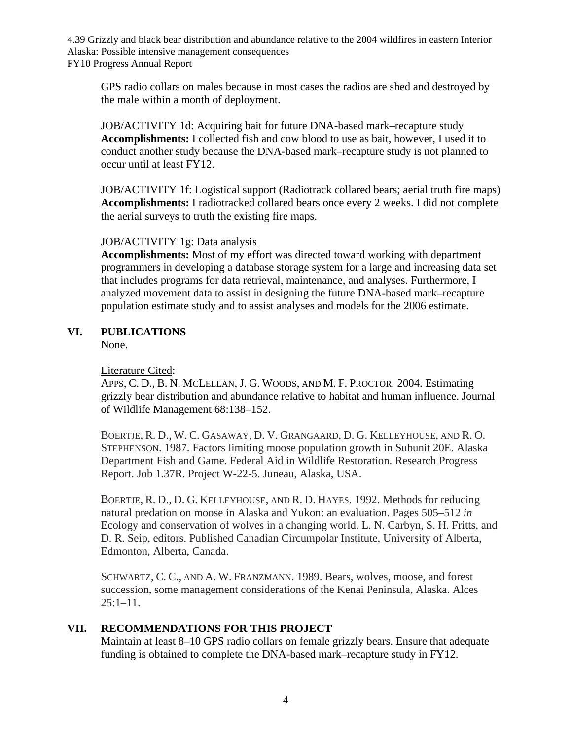GPS radio collars on males because in most cases the radios are shed and destroyed by the male within a month of deployment.

JOB/ACTIVITY 1d: Acquiring bait for future DNA-based mark–recapture study
**Accomplishments:** I collected fish and cow blood to use as bait, however, I used it to conduct another study because the DNA-based mark–recapture study is not planned to occur until at least FY12.

JOB/ACTIVITY 1f: Logistical support (Radiotrack collared bears; aerial truth fire maps)
**Accomplishments:** I radiotracked collared bears once every 2 weeks. I did not complete the aerial surveys to truth the existing fire maps.

JOB/ACTIVITY 1g: Data analysis
**Accomplishments:** Most of my effort was directed toward working with department programmers in developing a database storage system for a large and increasing data set that includes programs for data retrieval, maintenance, and analyses. Furthermore, I analyzed movement data to assist in designing the future DNA-based mark–recapture population estimate study and to assist analyses and models for the 2006 estimate.

## VI. PUBLICATIONS

None.

Literature Cited:

APPS, C. D., B. N. MCLELLAN, J. G. WOODS, AND M. F. PROCTOR. 2004. Estimating grizzly bear distribution and abundance relative to habitat and human influence. Journal of Wildlife Management 68:138–152.

BOERTJE, R. D., W. C. GASAWAY, D. V. GRANGAARD, D. G. KELLEYHOUSE, AND R. O. STEPHENSON. 1987. Factors limiting moose population growth in Subunit 20E. Alaska Department Fish and Game. Federal Aid in Wildlife Restoration. Research Progress Report. Job 1.37R. Project W-22-5. Juneau, Alaska, USA.

BOERTJE, R. D., D. G. KELLEYHOUSE, AND R. D. HAYES. 1992. Methods for reducing natural predation on moose in Alaska and Yukon: an evaluation. Pages 505–512 *in* Ecology and conservation of wolves in a changing world. L. N. Carbyn, S. H. Fritts, and D. R. Seip, editors. Published Canadian Circumpolar Institute, University of Alberta, Edmonton, Alberta, Canada.

SCHWARTZ, C. C., AND A. W. FRANZMANN. 1989. Bears, wolves, moose, and forest succession, some management considerations of the Kenai Peninsula, Alaska. Alces 25:1–11.

## VII. RECOMMENDATIONS FOR THIS PROJECT

Maintain at least 8–10 GPS radio collars on female grizzly bears. Ensure that adequate funding is obtained to complete the DNA-based mark–recapture study in FY12.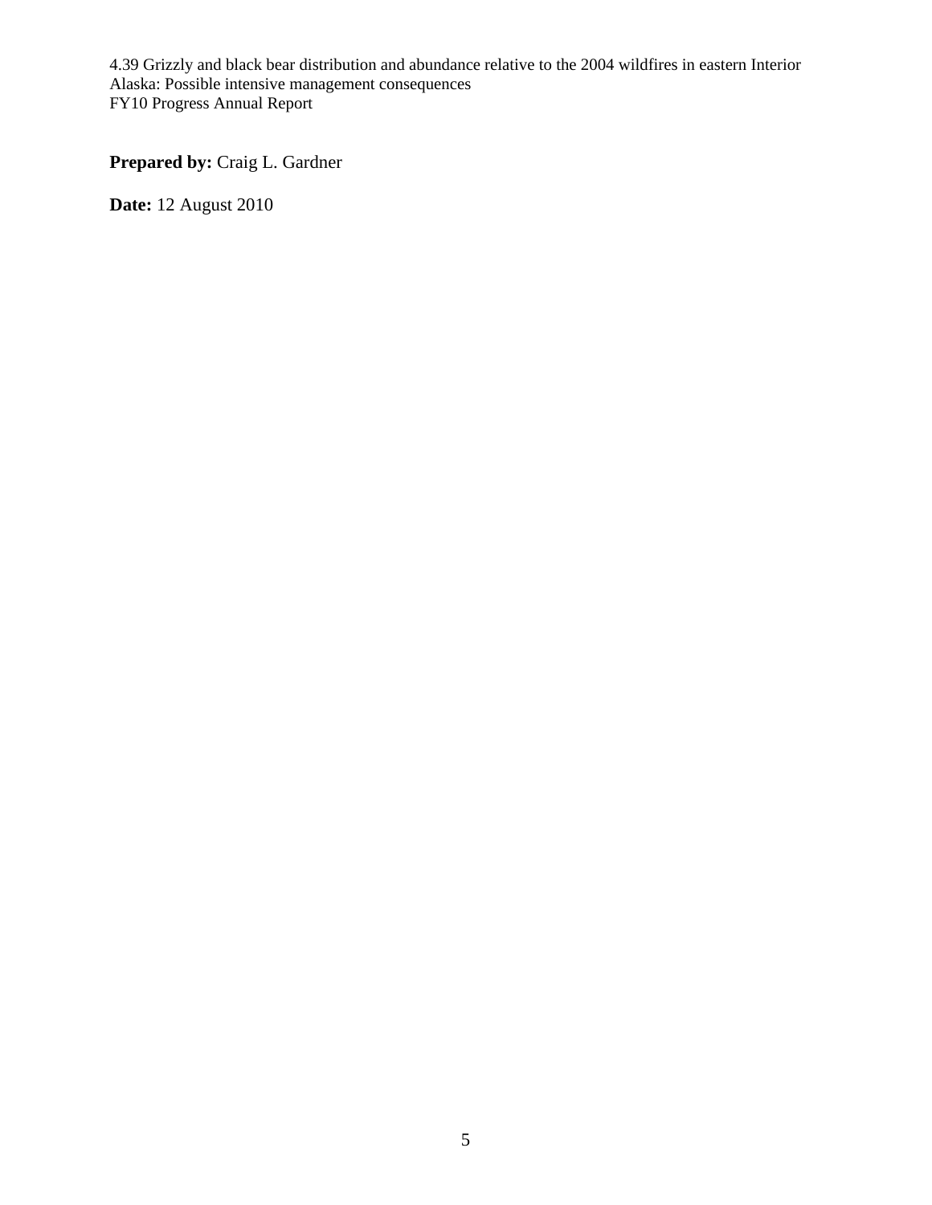4.39 Grizzly and black bear distribution and abundance relative to the 2004 wildfires in eastern Interior Alaska: Possible intensive management consequences
FY10 Progress Annual Report

**Prepared by:** Craig L. Gardner

**Date:** 12 August 2010